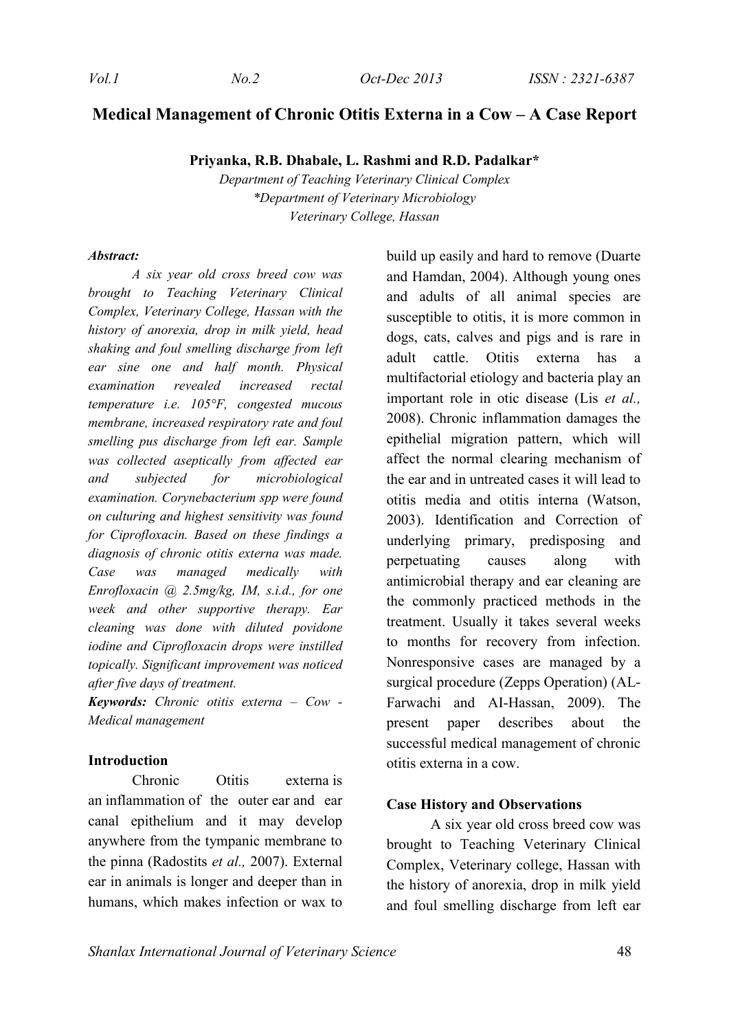# Medical Management of Chronic Otitis Externa in a Cow – A Case Report

**Priyanka, R.B. Dhabale, L. Rashmi and R.D. Padalkar***

*Department of Teaching Veterinary Clinical Complex*
*\*Department of Veterinary Microbiology*
*Veterinary College, Hassan*

***Abstract:***

*A six year old cross breed cow was brought to Teaching Veterinary Clinical Complex, Veterinary College, Hassan with the history of anorexia, drop in milk yield, head shaking and foul smelling discharge from left ear sine one and half month. Physical examination revealed increased rectal temperature i.e. 105°F, congested mucous membrane, increased respiratory rate and foul smelling pus discharge from left ear. Sample was collected aseptically from affected ear and subjected for microbiological examination. Corynebacterium spp were found on culturing and highest sensitivity was found for Ciprofloxacin. Based on these findings a diagnosis of chronic otitis externa was made. Case was managed medically with Enrofloxacin @ 2.5mg/kg, IM, s.i.d., for one week and other supportive therapy. Ear cleaning was done with diluted povidone iodine and Ciprofloxacin drops were instilled topically. Significant improvement was noticed after five days of treatment.*

***Keywords:*** *Chronic otitis externa – Cow - Medical management*

## Introduction

Chronic Otitis externa is an inflammation of the outer ear and ear canal epithelium and it may develop anywhere from the tympanic membrane to the pinna (Radostits *et al.,* 2007). External ear in animals is longer and deeper than in humans, which makes infection or wax to build up easily and hard to remove (Duarte and Hamdan, 2004). Although young ones and adults of all animal species are susceptible to otitis, it is more common in dogs, cats, calves and pigs and is rare in adult cattle. Otitis externa has a multifactorial etiology and bacteria play an important role in otic disease (Lis *et al.,* 2008). Chronic inflammation damages the epithelial migration pattern, which will affect the normal clearing mechanism of the ear and in untreated cases it will lead to otitis media and otitis interna (Watson, 2003). Identification and Correction of underlying primary, predisposing and perpetuating causes along with antimicrobial therapy and ear cleaning are the commonly practiced methods in the treatment. Usually it takes several weeks to months for recovery from infection. Nonresponsive cases are managed by a surgical procedure (Zepps Operation) (AL-Farwachi and AI-Hassan, 2009). The present paper describes about the successful medical management of chronic otitis externa in a cow.

## Case History and Observations

A six year old cross breed cow was brought to Teaching Veterinary Clinical Complex, Veterinary college, Hassan with the history of anorexia, drop in milk yield and foul smelling discharge from left ear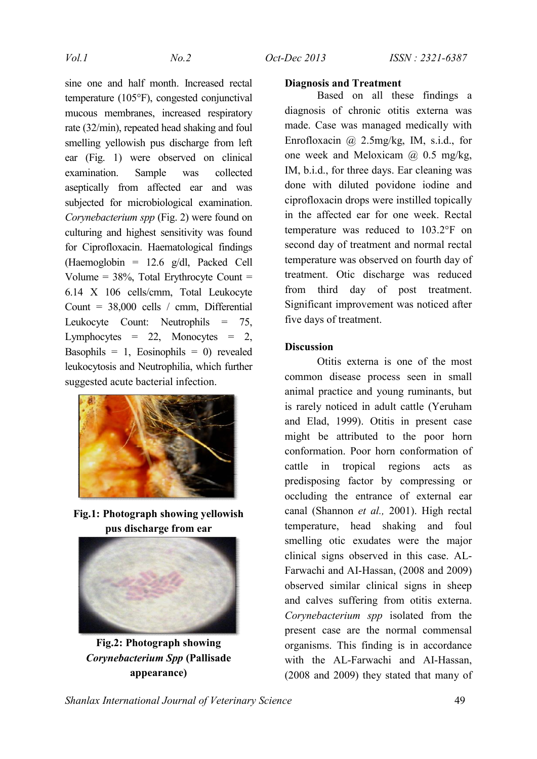sine one and half month. Increased rectal temperature (105°F), congested conjunctival mucous membranes, increased respiratory rate (32/min), repeated head shaking and foul smelling yellowish pus discharge from left ear (Fig. 1) were observed on clinical examination. Sample was collected aseptically from affected ear and was subjected for microbiological examination. *Corynebacterium spp* (Fig. 2) were found on culturing and highest sensitivity was found for Ciprofloxacin. Haematological findings (Haemoglobin = 12.6 g/dl, Packed Cell Volume = 38%, Total Erythrocyte Count = 6.14 X 106 cells/cmm, Total Leukocyte Count = 38,000 cells / cmm, Differential Leukocyte Count: Neutrophils = 75, Lymphocytes = 22, Monocytes = 2, Basophils = 1, Eosinophils = 0) revealed leukocytosis and Neutrophilia, which further suggested acute bacterial infection.

**Fig.1: Photograph showing yellowish pus discharge from ear**

**Fig.2: Photograph showing *Corynebacterium Spp* (Pallisade appearance)**

## Diagnosis and Treatment

Based on all these findings a diagnosis of chronic otitis externa was made. Case was managed medically with Enrofloxacin @ 2.5mg/kg, IM, s.i.d., for one week and Meloxicam @ 0.5 mg/kg, IM, b.i.d., for three days. Ear cleaning was done with diluted povidone iodine and ciprofloxacin drops were instilled topically in the affected ear for one week. Rectal temperature was reduced to 103.2°F on second day of treatment and normal rectal temperature was observed on fourth day of treatment. Otic discharge was reduced from third day of post treatment. Significant improvement was noticed after five days of treatment.

## Discussion

Otitis externa is one of the most common disease process seen in small animal practice and young ruminants, but is rarely noticed in adult cattle (Yeruham and Elad, 1999). Otitis in present case might be attributed to the poor horn conformation. Poor horn conformation of cattle in tropical regions acts as predisposing factor by compressing or occluding the entrance of external ear canal (Shannon *et al.,* 2001). High rectal temperature, head shaking and foul smelling otic exudates were the major clinical signs observed in this case. AL-Farwachi and AI-Hassan, (2008 and 2009) observed similar clinical signs in sheep and calves suffering from otitis externa. *Corynebacterium spp* isolated from the present case are the normal commensal organisms. This finding is in accordance with the AL-Farwachi and AI-Hassan, (2008 and 2009) they stated that many of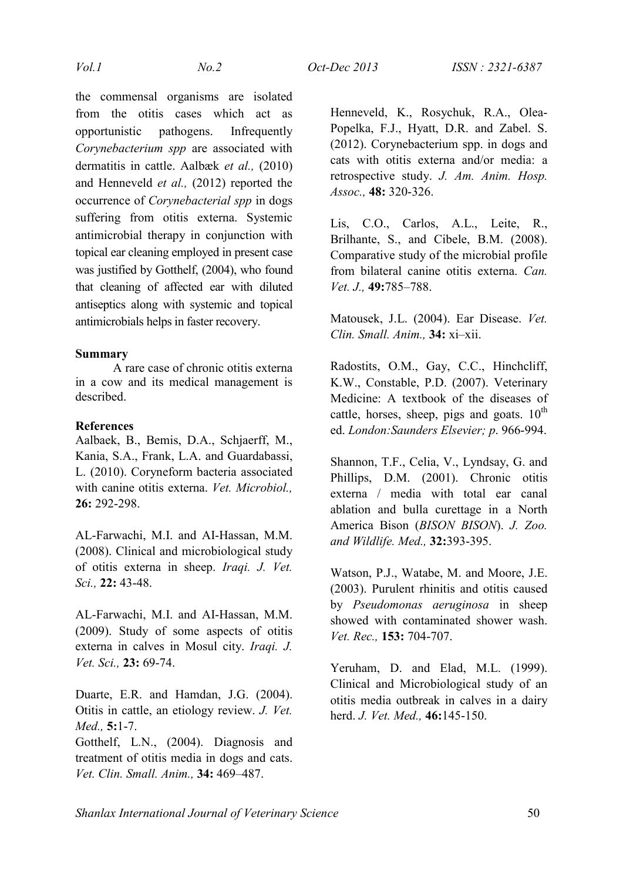the commensal organisms are isolated from the otitis cases which act as opportunistic pathogens. Infrequently *Corynebacterium spp* are associated with dermatitis in cattle. Aalbæk *et al.,* (2010) and Henneveld *et al.,* (2012) reported the occurrence of *Corynebacterial spp* in dogs suffering from otitis externa. Systemic antimicrobial therapy in conjunction with topical ear cleaning employed in present case was justified by Gotthelf, (2004), who found that cleaning of affected ear with diluted antiseptics along with systemic and topical antimicrobials helps in faster recovery.

**Summary**

A rare case of chronic otitis externa in a cow and its medical management is described.

**References**

Aalbaek, B., Bemis, D.A., Schjaerff, M., Kania, S.A., Frank, L.A. and Guardabassi, L. (2010). Coryneform bacteria associated with canine otitis externa. *Vet. Microbiol.,* **26:** 292-298.

AL-Farwachi, M.I. and AI-Hassan, M.M. (2008). Clinical and microbiological study of otitis externa in sheep. *Iraqi. J. Vet. Sci.,* **22:** 43-48.

AL-Farwachi, M.I. and AI-Hassan, M.M. (2009). Study of some aspects of otitis externa in calves in Mosul city. *Iraqi. J. Vet. Sci.,* **23:** 69-74.

Duarte, E.R. and Hamdan, J.G. (2004). Otitis in cattle, an etiology review. *J. Vet. Med.,* **5:**1-7.

Gotthelf, L.N., (2004). Diagnosis and treatment of otitis media in dogs and cats. *Vet. Clin. Small. Anim.,* **34:** 469–487.

Henneveld, K., Rosychuk, R.A., Olea-Popelka, F.J., Hyatt, D.R. and Zabel. S. (2012). Corynebacterium spp. in dogs and cats with otitis externa and/or media: a retrospective study. *J. Am. Anim. Hosp. Assoc.,* **48:** 320-326.

Lis, C.O., Carlos, A.L., Leite, R., Brilhante, S., and Cibele, B.M. (2008). Comparative study of the microbial profile from bilateral canine otitis externa. *Can. Vet. J.,* **49:**785–788.

Matousek, J.L. (2004). Ear Disease. *Vet. Clin. Small. Anim.,* **34:** xi–xii.

Radostits, O.M., Gay, C.C., Hinchcliff, K.W., Constable, P.D. (2007). Veterinary Medicine: A textbook of the diseases of cattle, horses, sheep, pigs and goats. 10th ed. *London:Saunders Elsevier; p*. 966-994.

Shannon, T.F., Celia, V., Lyndsay, G. and Phillips, D.M. (2001). Chronic otitis externa / media with total ear canal ablation and bulla curettage in a North America Bison (*BISON BISON*). *J. Zoo. and Wildlife. Med.,* **32:**393-395.

Watson, P.J., Watabe, M. and Moore, J.E. (2003). Purulent rhinitis and otitis caused by *Pseudomonas aeruginosa* in sheep showed with contaminated shower wash. *Vet. Rec.,* **153:** 704-707.

Yeruham, D. and Elad, M.L. (1999). Clinical and Microbiological study of an otitis media outbreak in calves in a dairy herd. *J. Vet. Med.,* **46:**145-150.